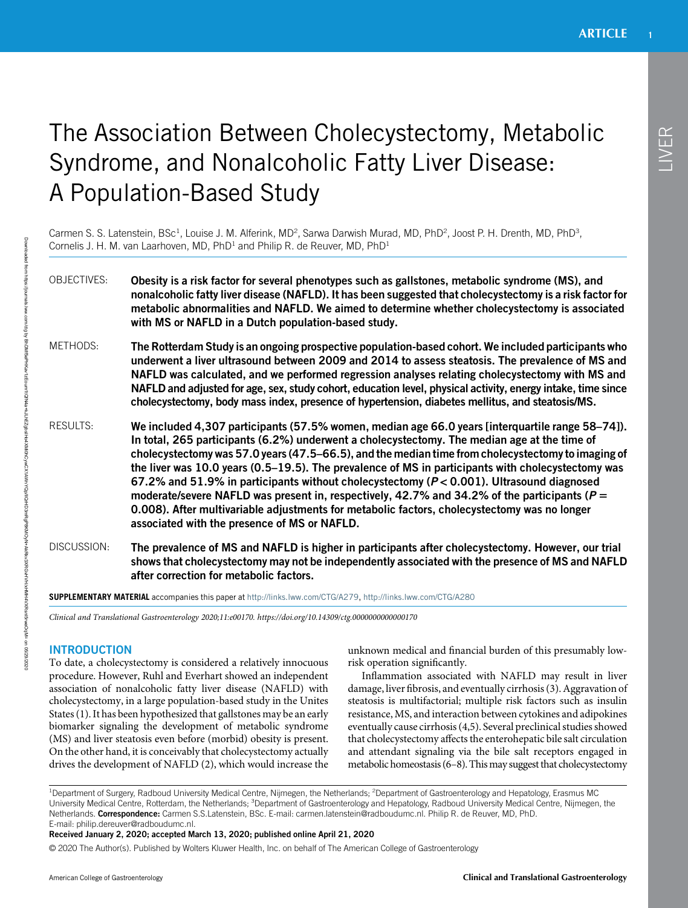# The Association Between Cholecystectomy, Metabolic Syndrome, and Nonalcoholic Fatty Liver Disease: A Population-Based Study

Carmen S. S. Latenstein, BSc[1], Louise J. M. Alferink, MD[2], Sarwa Darwish Murad, MD, PhD[2], Joost P. H. Drenth, MD, PhD[3], Cornelis J. H. M. van Laarhoven, MD, PhD[1] and Philip R. de Reuver, MD, PhD[1]

**OBJECTIVES:** Obesity is a risk factor for several phenotypes such as gallstones, metabolic syndrome (MS), and nonalcoholic fatty liver disease (NAFLD). It has been suggested that cholecystectomy is a risk factor for metabolic abnormalities and NAFLD. We aimed to determine whether cholecystectomy is associated with MS or NAFLD in a Dutch population-based study.

**METHODS:** The Rotterdam Study is an ongoing prospective population-based cohort. We included participants who underwent a liver ultrasound between 2009 and 2014 to assess steatosis. The prevalence of MS and NAFLD was calculated, and we performed regression analyses relating cholecystectomy with MS and NAFLD and adjusted for age, sex, study cohort, education level, physical activity, energy intake, time since cholecystectomy, body mass index, presence of hypertension, diabetes mellitus, and steatosis/MS.

**RESULTS:** We included 4,307 participants (57.5% women, median age 66.0 years [interquartile range 58–74]). In total, 265 participants (6.2%) underwent a cholecystectomy. The median age at the time of cholecystectomy was 57.0 years (47.5–66.5), and the median time from cholecystectomy to imaging of the liver was 10.0 years (0.5–19.5). The prevalence of MS in participants with cholecystectomy was 67.2% and 51.9% in participants without cholecystectomy ($P < 0.001$). Ultrasound diagnosed moderate/severe NAFLD was present in, respectively, 42.7% and 34.2% of the participants ($P = 0.008$). After multivariable adjustments for metabolic factors, cholecystectomy was no longer associated with the presence of MS or NAFLD.

**DISCUSSION:** The prevalence of MS and NAFLD is higher in participants after cholecystectomy. However, our trial shows that cholecystectomy may not be independently associated with the presence of MS and NAFLD after correction for metabolic factors.

**SUPPLEMENTARY MATERIAL** accompanies this paper at http://links.lww.com/CTG/A279, http://links.lww.com/CTG/A280

*Clinical and Translational Gastroenterology 2020;11:e00170. https://doi.org/10.14309/ctg.0000000000000170*

## INTRODUCTION

To date, a cholecystectomy is considered a relatively innocuous procedure. However, Ruhl and Everhart showed an independent association of nonalcoholic fatty liver disease (NAFLD) with cholecystectomy, in a large population-based study in the Unites States (1). It has been hypothesized that gallstones may be an early biomarker signaling the development of metabolic syndrome (MS) and liver steatosis even before (morbid) obesity is present. On the other hand, it is conceivably that cholecystectomy actually drives the development of NAFLD (2), which would increase the unknown medical and financial burden of this presumably low-risk operation significantly.

Inflammation associated with NAFLD may result in liver damage, liver fibrosis, and eventually cirrhosis (3). Aggravation of steatosis is multifactorial; multiple risk factors such as insulin resistance, MS, and interaction between cytokines and adipokines eventually cause cirrhosis (4,5). Several preclinical studies showed that cholecystectomy affects the enterohepatic bile salt circulation and attendant signaling via the bile salt receptors engaged in metabolic homeostasis (6–8). This may suggest that cholecystectomy

[1]Department of Surgery, Radboud University Medical Centre, Nijmegen, the Netherlands; [2]Department of Gastroenterology and Hepatology, Erasmus MC University Medical Centre, Rotterdam, the Netherlands; [3]Department of Gastroenterology and Hepatology, Radboud University Medical Centre, Nijmegen, the Netherlands. **Correspondence:** Carmen S.S.Latenstein, BSc. E-mail: carmen.latenstein@radboudumc.nl. Philip R. de Reuver, MD, PhD. E-mail: philip.dereuver@radboudumc.nl.

**Received January 2, 2020; accepted March 13, 2020; published online April 21, 2020**

© 2020 The Author(s). Published by Wolters Kluwer Health, Inc. on behalf of The American College of Gastroenterology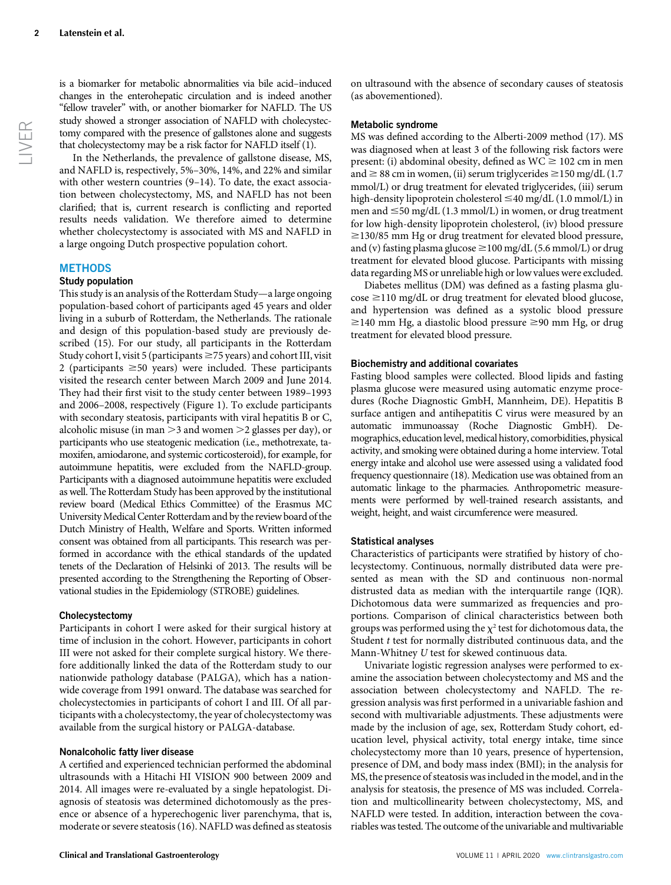is a biomarker for metabolic abnormalities via bile acid–induced changes in the enterohepatic circulation and is indeed another "fellow traveler" with, or another biomarker for NAFLD. The US study showed a stronger association of NAFLD with cholecystectomy compared with the presence of gallstones alone and suggests that cholecystectomy may be a risk factor for NAFLD itself (1).

In the Netherlands, the prevalence of gallstone disease, MS, and NAFLD is, respectively, 5%–30%, 14%, and 22% and similar with other western countries (9–14). To date, the exact association between cholecystectomy, MS, and NAFLD has not been clarified; that is, current research is conflicting and reported results needs validation. We therefore aimed to determine whether cholecystectomy is associated with MS and NAFLD in a large ongoing Dutch prospective population cohort.

## METHODS

### Study population

This study is an analysis of the Rotterdam Study—a large ongoing population-based cohort of participants aged 45 years and older living in a suburb of Rotterdam, the Netherlands. The rationale and design of this population-based study are previously described (15). For our study, all participants in the Rotterdam Study cohort I, visit 5 (participants ≥75 years) and cohort III, visit 2 (participants ≥50 years) were included. These participants visited the research center between March 2009 and June 2014. They had their first visit to the study center between 1989–1993 and 2006–2008, respectively (Figure 1). To exclude participants with secondary steatosis, participants with viral hepatitis B or C, alcoholic misuse (in man >3 and women >2 glasses per day), or participants who use steatogenic medication (i.e., methotrexate, tamoxifen, amiodarone, and systemic corticosteroid), for example, for autoimmune hepatitis, were excluded from the NAFLD-group. Participants with a diagnosed autoimmune hepatitis were excluded as well. The Rotterdam Study has been approved by the institutional review board (Medical Ethics Committee) of the Erasmus MC University Medical Center Rotterdam and by the review board of the Dutch Ministry of Health, Welfare and Sports. Written informed consent was obtained from all participants. This research was performed in accordance with the ethical standards of the updated tenets of the Declaration of Helsinki of 2013. The results will be presented according to the Strengthening the Reporting of Observational studies in the Epidemiology (STROBE) guidelines.

### Cholecystectomy

Participants in cohort I were asked for their surgical history at time of inclusion in the cohort. However, participants in cohort III were not asked for their complete surgical history. We therefore additionally linked the data of the Rotterdam study to our nationwide pathology database (PALGA), which has a nationwide coverage from 1991 onward. The database was searched for cholecystectomies in participants of cohort I and III. Of all participants with a cholecystectomy, the year of cholecystectomy was available from the surgical history or PALGA-database.

### Nonalcoholic fatty liver disease

A certified and experienced technician performed the abdominal ultrasounds with a Hitachi HI VISION 900 between 2009 and 2014. All images were re-evaluated by a single hepatologist. Diagnosis of steatosis was determined dichotomously as the presence or absence of a hyperechogenic liver parenchyma, that is, moderate or severe steatosis (16). NAFLD was defined as steatosis on ultrasound with the absence of secondary causes of steatosis (as abovementioned).

### Metabolic syndrome

MS was defined according to the Alberti-2009 method (17). MS was diagnosed when at least 3 of the following risk factors were present: (i) abdominal obesity, defined as WC ≥ 102 cm in men and ≥ 88 cm in women, (ii) serum triglycerides ≥150 mg/dL (1.7 mmol/L) or drug treatment for elevated triglycerides, (iii) serum high-density lipoprotein cholesterol ≤40 mg/dL (1.0 mmol/L) in men and ≤50 mg/dL (1.3 mmol/L) in women, or drug treatment for low high-density lipoprotein cholesterol, (iv) blood pressure ≥130/85 mm Hg or drug treatment for elevated blood pressure, and (v) fasting plasma glucose ≥100 mg/dL (5.6 mmol/L) or drug treatment for elevated blood glucose. Participants with missing data regarding MS or unreliable high or low values were excluded.

Diabetes mellitus (DM) was defined as a fasting plasma glucose ≥110 mg/dL or drug treatment for elevated blood glucose, and hypertension was defined as a systolic blood pressure ≥140 mm Hg, a diastolic blood pressure ≥90 mm Hg, or drug treatment for elevated blood pressure.

### Biochemistry and additional covariates

Fasting blood samples were collected. Blood lipids and fasting plasma glucose were measured using automatic enzyme procedures (Roche Diagnostic GmbH, Mannheim, DE). Hepatitis B surface antigen and antihepatitis C virus were measured by an automatic immunoassay (Roche Diagnostic GmbH). Demographics, education level, medical history, comorbidities, physical activity, and smoking were obtained during a home interview. Total energy intake and alcohol use were assessed using a validated food frequency questionnaire (18). Medication use was obtained from an automatic linkage to the pharmacies. Anthropometric measurements were performed by well-trained research assistants, and weight, height, and waist circumference were measured.

### Statistical analyses

Characteristics of participants were stratified by history of cholecystectomy. Continuous, normally distributed data were presented as mean with the SD and continuous non-normal distrusted data as median with the interquartile range (IQR). Dichotomous data were summarized as frequencies and proportions. Comparison of clinical characteristics between both groups was performed using the $\chi^2$ test for dichotomous data, the Student *t* test for normally distributed continuous data, and the Mann-Whitney *U* test for skewed continuous data.

Univariate logistic regression analyses were performed to examine the association between cholecystectomy and MS and the association between cholecystectomy and NAFLD. The regression analysis was first performed in a univariable fashion and second with multivariable adjustments. These adjustments were made by the inclusion of age, sex, Rotterdam Study cohort, education level, physical activity, total energy intake, time since cholecystectomy more than 10 years, presence of hypertension, presence of DM, and body mass index (BMI); in the analysis for MS, the presence of steatosis was included in the model, and in the analysis for steatosis, the presence of MS was included. Correlation and multicollinearity between cholecystectomy, MS, and NAFLD were tested. In addition, interaction between the covariables was tested. The outcome of the univariable and multivariable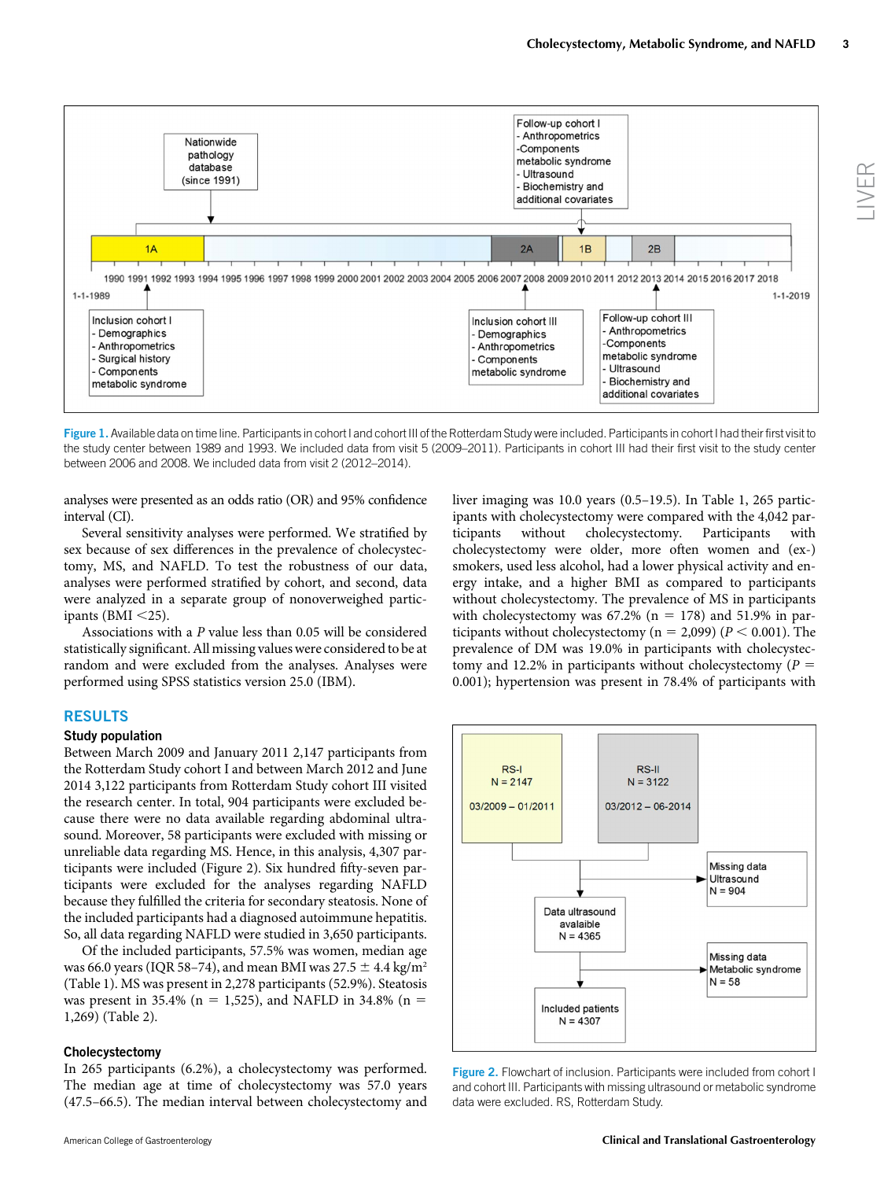Figure 1. Available data on time line. Participants in cohort I and cohort III of the Rotterdam Study were included. Participants in cohort I had their first visit to the study center between 1989 and 1993. We included data from visit 5 (2009–2011). Participants in cohort III had their first visit to the study center between 2006 and 2008. We included data from visit 2 (2012–2014).

analyses were presented as an odds ratio (OR) and 95% confidence interval (CI).

Several sensitivity analyses were performed. We stratified by sex because of sex differences in the prevalence of cholecystectomy, MS, and NAFLD. To test the robustness of our data, analyses were performed stratified by cohort, and second, data were analyzed in a separate group of nonoverweighed participants (BMI <25).

Associations with a $P$ value less than 0.05 will be considered statistically significant. All missing values were considered to be at random and were excluded from the analyses. Analyses were performed using SPSS statistics version 25.0 (IBM).

## RESULTS

### Study population

Between March 2009 and January 2011 2,147 participants from the Rotterdam Study cohort I and between March 2012 and June 2014 3,122 participants from Rotterdam Study cohort III visited the research center. In total, 904 participants were excluded because there were no data available regarding abdominal ultrasound. Moreover, 58 participants were excluded with missing or unreliable data regarding MS. Hence, in this analysis, 4,307 participants were included (Figure 2). Six hundred fifty-seven participants were excluded for the analyses regarding NAFLD because they fulfilled the criteria for secondary steatosis. None of the included participants had a diagnosed autoimmune hepatitis. So, all data regarding NAFLD were studied in 3,650 participants.

Of the included participants, 57.5% was women, median age was 66.0 years (IQR 58–74), and mean BMI was 27.5 ± 4.4 kg/m$^2$ (Table 1). MS was present in 2,278 participants (52.9%). Steatosis was present in 35.4% (n = 1,525), and NAFLD in 34.8% (n = 1,269) (Table 2).

### Cholecystectomy

In 265 participants (6.2%), a cholecystectomy was performed. The median age at time of cholecystectomy was 57.0 years (47.5–66.5). The median interval between cholecystectomy and liver imaging was 10.0 years (0.5–19.5). In Table 1, 265 participants with cholecystectomy were compared with the 4,042 participants without cholecystectomy. Participants with cholecystectomy were older, more often women and (ex-) smokers, used less alcohol, had a lower physical activity and energy intake, and a higher BMI as compared to participants without cholecystectomy. The prevalence of MS in participants with cholecystectomy was 67.2% (n = 178) and 51.9% in participants without cholecystectomy (n = 2,099) ($P$ < 0.001). The prevalence of DM was 19.0% in participants with cholecystectomy and 12.2% in participants without cholecystectomy ($P$ = 0.001); hypertension was present in 78.4% of participants with

Figure 2. Flowchart of inclusion. Participants were included from cohort I and cohort III. Participants with missing ultrasound or metabolic syndrome data were excluded. RS, Rotterdam Study.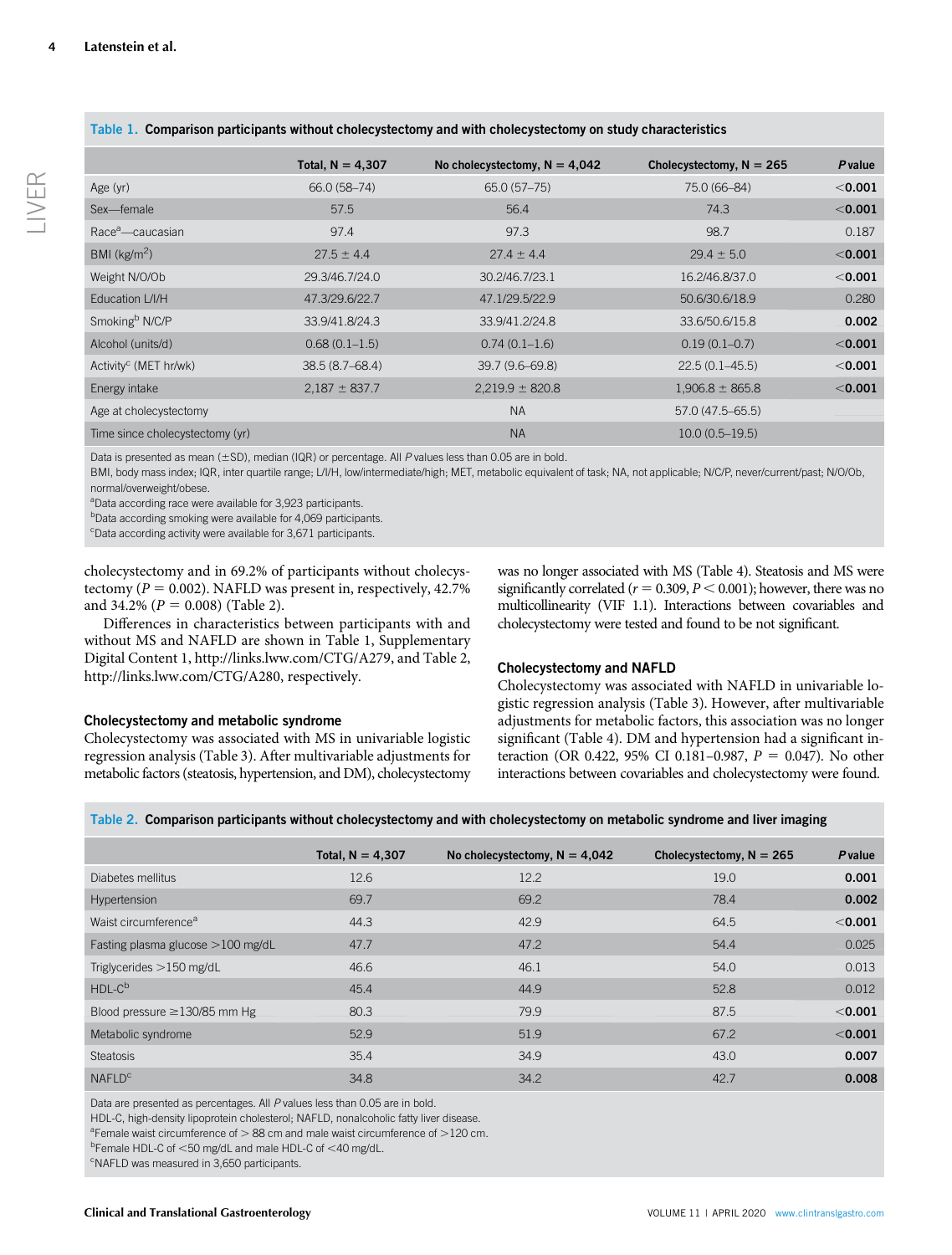**Table 1. Comparison participants without cholecystectomy and with cholecystectomy on study characteristics**

| | Total, N = 4,307 | No cholecystectomy, N = 4,042 | Cholecystectomy, N = 265 | *P* value |
|---|---|---|---|---|
| Age (yr) | 66.0 (58–74) | 65.0 (57–75) | 75.0 (66–84) | **<0.001** |
| Sex—female | 57.5 | 56.4 | 74.3 | **<0.001** |
| Race[a]—caucasian | 97.4 | 97.3 | 98.7 | 0.187 |
| BMI (kg/m$^2$) | 27.5 ± 4.4 | 27.4 ± 4.4 | 29.4 ± 5.0 | **<0.001** |
| Weight N/O/Ob | 29.3/46.7/24.0 | 30.2/46.7/23.1 | 16.2/46.8/37.0 | **<0.001** |
| Education L/I/H | 47.3/29.6/22.7 | 47.1/29.5/22.9 | 50.6/30.6/18.9 | 0.280 |
| Smoking[b] N/C/P | 33.9/41.8/24.3 | 33.9/41.2/24.8 | 33.6/50.6/15.8 | **0.002** |
| Alcohol (units/d) | 0.68 (0.1–1.5) | 0.74 (0.1–1.6) | 0.19 (0.1–0.7) | **<0.001** |
| Activity[c] (MET hr/wk) | 38.5 (8.7–68.4) | 39.7 (9.6–69.8) | 22.5 (0.1–45.5) | **<0.001** |
| Energy intake | 2,187 ± 837.7 | 2,219.9 ± 820.8 | 1,906.8 ± 865.8 | **<0.001** |
| Age at cholecystectomy | | NA | 57.0 (47.5–65.5) | |
| Time since cholecystectomy (yr) | | NA | 10.0 (0.5–19.5) | |

Data is presented as mean (±SD), median (IQR) or percentage. All *P* values less than 0.05 are in bold.
BMI, body mass index; IQR, inter quartile range; L/I/H, low/intermediate/high; MET, metabolic equivalent of task; NA, not applicable; N/C/P, never/current/past; N/O/Ob, normal/overweight/obese.
[a]Data according race were available for 3,923 participants.
[b]Data according smoking were available for 4,069 participants.
[c]Data according activity were available for 3,671 participants.

cholecystectomy and in 69.2% of participants without cholecystectomy ($P = 0.002$). NAFLD was present in, respectively, 42.7% and 34.2% ($P = 0.008$) (Table 2).

Differences in characteristics between participants with and without MS and NAFLD are shown in Table 1, Supplementary Digital Content 1, http://links.lww.com/CTG/A279, and Table 2, http://links.lww.com/CTG/A280, respectively.

### Cholecystectomy and metabolic syndrome

Cholecystectomy was associated with MS in univariable logistic regression analysis (Table 3). After multivariable adjustments for metabolic factors (steatosis, hypertension, and DM), cholecystectomy was no longer associated with MS (Table 4). Steatosis and MS were significantly correlated ($r = 0.309$, $P < 0.001$); however, there was no multicollinearity (VIF 1.1). Interactions between covariables and cholecystectomy were tested and found to be not significant.

### Cholecystectomy and NAFLD

Cholecystectomy was associated with NAFLD in univariable logistic regression analysis (Table 3). However, after multivariable adjustments for metabolic factors, this association was no longer significant (Table 4). DM and hypertension had a significant interaction (OR 0.422, 95% CI 0.181–0.987, $P = 0.047$). No other interactions between covariables and cholecystectomy were found.

**Table 2. Comparison participants without cholecystectomy and with cholecystectomy on metabolic syndrome and liver imaging**

| | Total, N = 4,307 | No cholecystectomy, N = 4,042 | Cholecystectomy, N = 265 | *P* value |
|---|---|---|---|---|
| Diabetes mellitus | 12.6 | 12.2 | 19.0 | **0.001** |
| Hypertension | 69.7 | 69.2 | 78.4 | **0.002** |
| Waist circumference[a] | 44.3 | 42.9 | 64.5 | **<0.001** |
| Fasting plasma glucose >100 mg/dL | 47.7 | 47.2 | 54.4 | 0.025 |
| Triglycerides >150 mg/dL | 46.6 | 46.1 | 54.0 | 0.013 |
| HDL-C[b] | 45.4 | 44.9 | 52.8 | 0.012 |
| Blood pressure ≥130/85 mm Hg | 80.3 | 79.9 | 87.5 | **<0.001** |
| Metabolic syndrome | 52.9 | 51.9 | 67.2 | **<0.001** |
| Steatosis | 35.4 | 34.9 | 43.0 | **0.007** |
| NAFLD[c] | 34.8 | 34.2 | 42.7 | **0.008** |

Data are presented as percentages. All *P* values less than 0.05 are in bold.
HDL-C, high-density lipoprotein cholesterol; NAFLD, nonalcoholic fatty liver disease.
[a]Female waist circumference of > 88 cm and male waist circumference of >120 cm.
[b]Female HDL-C of <50 mg/dL and male HDL-C of <40 mg/dL.
[c]NAFLD was measured in 3,650 participants.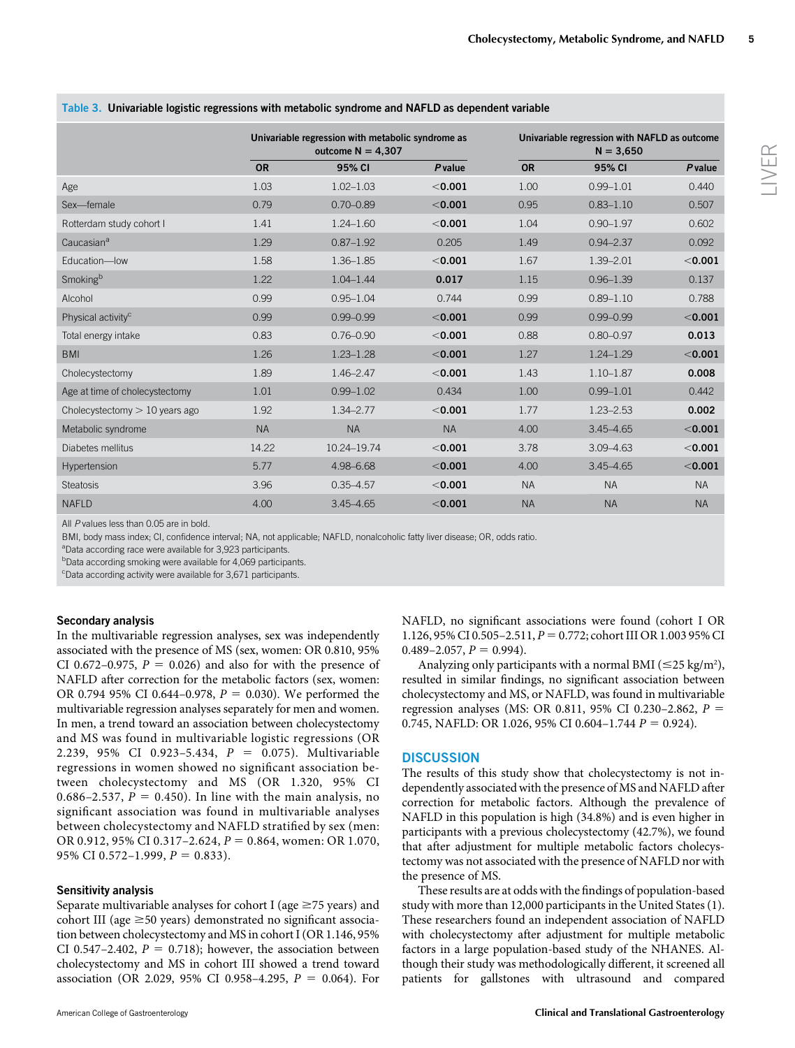**Table 3. Univariable logistic regressions with metabolic syndrome and NAFLD as dependent variable**

| | Univariable regression with metabolic syndrome as outcome N = 4,307 | | | Univariable regression with NAFLD as outcome N = 3,650 | | |
|---|---|---|---|---|---|---|
| | OR | 95% CI | *P* value | OR | 95% CI | *P* value |
| Age | 1.03 | 1.02–1.03 | **<0.001** | 1.00 | 0.99–1.01 | 0.440 |
| Sex—female | 0.79 | 0.70–0.89 | **<0.001** | 0.95 | 0.83–1.10 | 0.507 |
| Rotterdam study cohort I | 1.41 | 1.24–1.60 | **<0.001** | 1.04 | 0.90–1.97 | 0.602 |
| Caucasian[a] | 1.29 | 0.87–1.92 | 0.205 | 1.49 | 0.94–2.37 | 0.092 |
| Education—low | 1.58 | 1.36–1.85 | **<0.001** | 1.67 | 1.39–2.01 | **<0.001** |
| Smoking[b] | 1.22 | 1.04–1.44 | **0.017** | 1.15 | 0.96–1.39 | 0.137 |
| Alcohol | 0.99 | 0.95–1.04 | 0.744 | 0.99 | 0.89–1.10 | 0.788 |
| Physical activity[c] | 0.99 | 0.99–0.99 | **<0.001** | 0.99 | 0.99–0.99 | **<0.001** |
| Total energy intake | 0.83 | 0.76–0.90 | **<0.001** | 0.88 | 0.80–0.97 | **0.013** |
| BMI | 1.26 | 1.23–1.28 | **<0.001** | 1.27 | 1.24–1.29 | **<0.001** |
| Cholecystectomy | 1.89 | 1.46–2.47 | **<0.001** | 1.43 | 1.10–1.87 | **0.008** |
| Age at time of cholecystectomy | 1.01 | 0.99–1.02 | 0.434 | 1.00 | 0.99–1.01 | 0.442 |
| Cholecystectomy > 10 years ago | 1.92 | 1.34–2.77 | **<0.001** | 1.77 | 1.23–2.53 | **0.002** |
| Metabolic syndrome | NA | NA | NA | 4.00 | 3.45–4.65 | **<0.001** |
| Diabetes mellitus | 14.22 | 10.24–19.74 | **<0.001** | 3.78 | 3.09–4.63 | **<0.001** |
| Hypertension | 5.77 | 4.98–6.68 | **<0.001** | 4.00 | 3.45–4.65 | **<0.001** |
| Steatosis | 3.96 | 0.35–4.57 | **<0.001** | NA | NA | NA |
| NAFLD | 4.00 | 3.45–4.65 | **<0.001** | NA | NA | NA |

All *P* values less than 0.05 are in bold.

BMI, body mass index; CI, confidence interval; NA, not applicable; NAFLD, nonalcoholic fatty liver disease; OR, odds ratio.

[a]Data according race were available for 3,923 participants.

[b]Data according smoking were available for 4,069 participants.

[c]Data according activity were available for 3,671 participants.

### Secondary analysis

In the multivariable regression analyses, sex was independently associated with the presence of MS (sex, women: OR 0.810, 95% CI 0.672–0.975, $P = 0.026$) and also for with the presence of NAFLD after correction for the metabolic factors (sex, women: OR 0.794 95% CI 0.644–0.978, $P = 0.030$). We performed the multivariable regression analyses separately for men and women. In men, a trend toward an association between cholecystectomy and MS was found in multivariable logistic regressions (OR 2.239, 95% CI 0.923–5.434, $P = 0.075$). Multivariable regressions in women showed no significant association between cholecystectomy and MS (OR 1.320, 95% CI 0.686–2.537, $P = 0.450$). In line with the main analysis, no significant association was found in multivariable analyses between cholecystectomy and NAFLD stratified by sex (men: OR 0.912, 95% CI 0.317–2.624, $P = 0.864$, women: OR 1.070, 95% CI 0.572–1.999, $P = 0.833$).

### Sensitivity analysis

Separate multivariable analyses for cohort I (age ≥75 years) and cohort III (age ≥50 years) demonstrated no significant association between cholecystectomy and MS in cohort I (OR 1.146, 95% CI 0.547–2.402, $P = 0.718$); however, the association between cholecystectomy and MS in cohort III showed a trend toward association (OR 2.029, 95% CI 0.958–4.295, $P = 0.064$). For NAFLD, no significant associations were found (cohort I OR 1.126, 95% CI 0.505–2.511, $P = 0.772$; cohort III OR 1.003 95% CI 0.489–2.057, $P = 0.994$).

Analyzing only participants with a normal BMI (≤25 kg/m$^2$), resulted in similar findings, no significant association between cholecystectomy and MS, or NAFLD, was found in multivariable regression analyses (MS: OR 0.811, 95% CI 0.230–2.862, $P = 0.745$, NAFLD: OR 1.026, 95% CI 0.604–1.744 $P = 0.924$).

## DISCUSSION

The results of this study show that cholecystectomy is not independently associated with the presence of MS and NAFLD after correction for metabolic factors. Although the prevalence of NAFLD in this population is high (34.8%) and is even higher in participants with a previous cholecystectomy (42.7%), we found that after adjustment for multiple metabolic factors cholecystectomy was not associated with the presence of NAFLD nor with the presence of MS.

These results are at odds with the findings of population-based study with more than 12,000 participants in the United States (1). These researchers found an independent association of NAFLD with cholecystectomy after adjustment for multiple metabolic factors in a large population-based study of the NHANES. Although their study was methodologically different, it screened all patients for gallstones with ultrasound and compared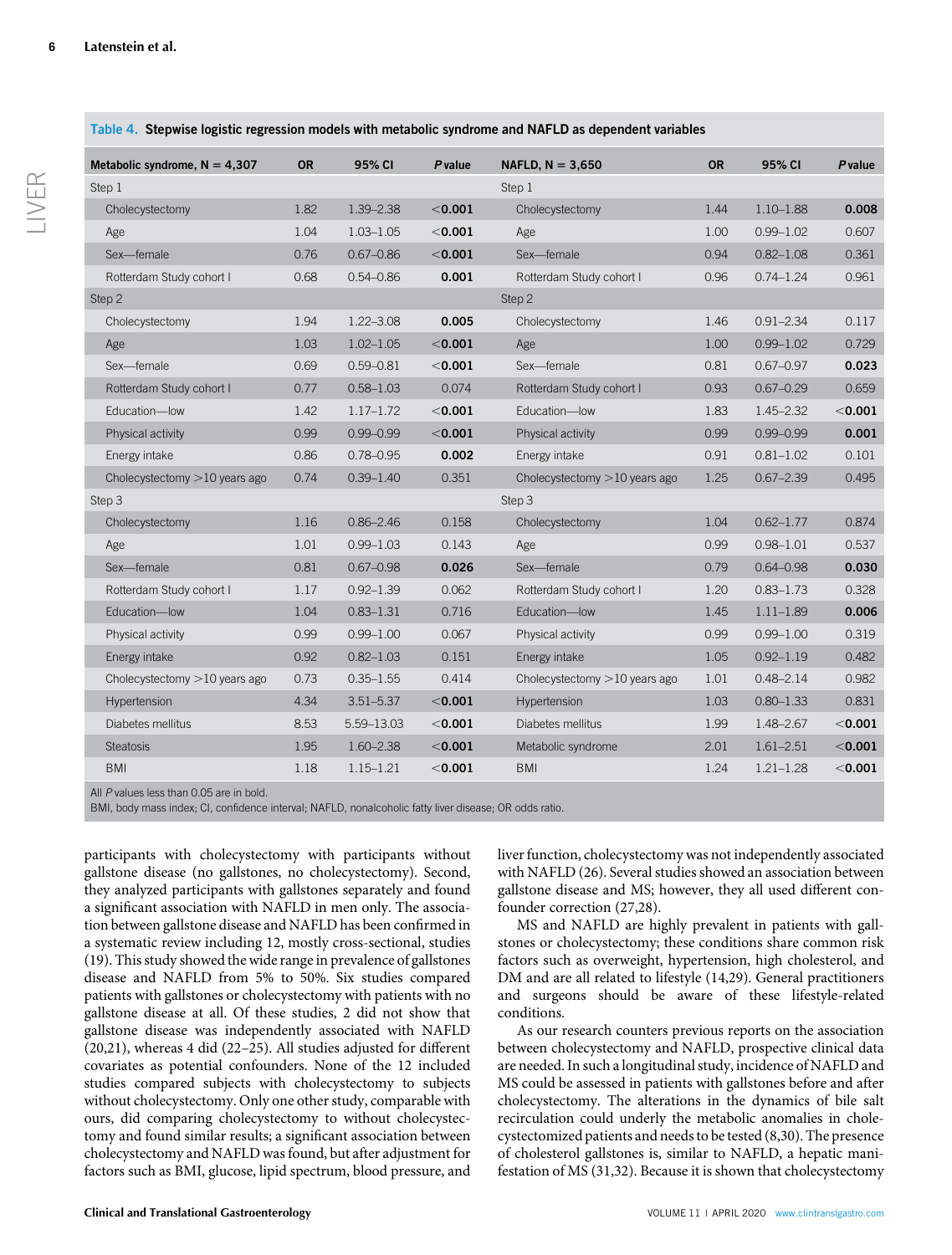**Table 4. Stepwise logistic regression models with metabolic syndrome and NAFLD as dependent variables**

| Metabolic syndrome, N = 4,307 | OR | 95% CI | *P* value | NAFLD, N = 3,650 | OR | 95% CI | *P* value |
|---|---|---|---|---|---|---|---|
| Step 1 | | | | Step 1 | | | |
| Cholecystectomy | 1.82 | 1.39–2.38 | **<0.001** | Cholecystectomy | 1.44 | 1.10–1.88 | **0.008** |
| Age | 1.04 | 1.03–1.05 | **<0.001** | Age | 1.00 | 0.99–1.02 | 0.607 |
| Sex—female | 0.76 | 0.67–0.86 | **<0.001** | Sex—female | 0.94 | 0.82–1.08 | 0.361 |
| Rotterdam Study cohort I | 0.68 | 0.54–0.86 | **0.001** | Rotterdam Study cohort I | 0.96 | 0.74–1.24 | 0.961 |
| Step 2 | | | | Step 2 | | | |
| Cholecystectomy | 1.94 | 1.22–3.08 | **0.005** | Cholecystectomy | 1.46 | 0.91–2.34 | 0.117 |
| Age | 1.03 | 1.02–1.05 | **<0.001** | Age | 1.00 | 0.99–1.02 | 0.729 |
| Sex—female | 0.69 | 0.59–0.81 | **<0.001** | Sex—female | 0.81 | 0.67–0.97 | **0.023** |
| Rotterdam Study cohort I | 0.77 | 0.58–1.03 | 0.074 | Rotterdam Study cohort I | 0.93 | 0.67–0.29 | 0.659 |
| Education—low | 1.42 | 1.17–1.72 | **<0.001** | Education—low | 1.83 | 1.45–2.32 | **<0.001** |
| Physical activity | 0.99 | 0.99–0.99 | **<0.001** | Physical activity | 0.99 | 0.99–0.99 | **0.001** |
| Energy intake | 0.86 | 0.78–0.95 | **0.002** | Energy intake | 0.91 | 0.81–1.02 | 0.101 |
| Cholecystectomy >10 years ago | 0.74 | 0.39–1.40 | 0.351 | Cholecystectomy >10 years ago | 1.25 | 0.67–2.39 | 0.495 |
| Step 3 | | | | Step 3 | | | |
| Cholecystectomy | 1.16 | 0.86–2.46 | 0.158 | Cholecystectomy | 1.04 | 0.62–1.77 | 0.874 |
| Age | 1.01 | 0.99–1.03 | 0.143 | Age | 0.99 | 0.98–1.01 | 0.537 |
| Sex—female | 0.81 | 0.67–0.98 | **0.026** | Sex—female | 0.79 | 0.64–0.98 | **0.030** |
| Rotterdam Study cohort I | 1.17 | 0.92–1.39 | 0.062 | Rotterdam Study cohort I | 1.20 | 0.83–1.73 | 0.328 |
| Education—low | 1.04 | 0.83–1.31 | 0.716 | Education—low | 1.45 | 1.11–1.89 | **0.006** |
| Physical activity | 0.99 | 0.99–1.00 | 0.067 | Physical activity | 0.99 | 0.99–1.00 | 0.319 |
| Energy intake | 0.92 | 0.82–1.03 | 0.151 | Energy intake | 1.05 | 0.92–1.19 | 0.482 |
| Cholecystectomy >10 years ago | 0.73 | 0.35–1.55 | 0.414 | Cholecystectomy >10 years ago | 1.01 | 0.48–2.14 | 0.982 |
| Hypertension | 4.34 | 3.51–5.37 | **<0.001** | Hypertension | 1.03 | 0.80–1.33 | 0.831 |
| Diabetes mellitus | 8.53 | 5.59–13.03 | **<0.001** | Diabetes mellitus | 1.99 | 1.48–2.67 | **<0.001** |
| Steatosis | 1.95 | 1.60–2.38 | **<0.001** | Metabolic syndrome | 2.01 | 1.61–2.51 | **<0.001** |
| BMI | 1.18 | 1.15–1.21 | **<0.001** | BMI | 1.24 | 1.21–1.28 | **<0.001** |

All *P* values less than 0.05 are in bold.
BMI, body mass index; CI, confidence interval; NAFLD, nonalcoholic fatty liver disease; OR odds ratio.

participants with cholecystectomy with participants without gallstone disease (no gallstones, no cholecystectomy). Second, they analyzed participants with gallstones separately and found a significant association with NAFLD in men only. The association between gallstone disease and NAFLD has been confirmed in a systematic review including 12, mostly cross-sectional, studies (19). This study showed the wide range in prevalence of gallstones disease and NAFLD from 5% to 50%. Six studies compared patients with gallstones or cholecystectomy with patients with no gallstone disease at all. Of these studies, 2 did not show that gallstone disease was independently associated with NAFLD (20,21), whereas 4 did (22–25). All studies adjusted for different covariates as potential confounders. None of the 12 included studies compared subjects with cholecystectomy to subjects without cholecystectomy. Only one other study, comparable with ours, did comparing cholecystectomy to without cholecystectomy and found similar results; a significant association between cholecystectomy and NAFLD was found, but after adjustment for factors such as BMI, glucose, lipid spectrum, blood pressure, and liver function, cholecystectomy was not independently associated with NAFLD (26). Several studies showed an association between gallstone disease and MS; however, they all used different confounder correction (27,28).

MS and NAFLD are highly prevalent in patients with gallstones or cholecystectomy; these conditions share common risk factors such as overweight, hypertension, high cholesterol, and DM and are all related to lifestyle (14,29). General practitioners and surgeons should be aware of these lifestyle-related conditions.

As our research counters previous reports on the association between cholecystectomy and NAFLD, prospective clinical data are needed. In such a longitudinal study, incidence of NAFLD and MS could be assessed in patients with gallstones before and after cholecystectomy. The alterations in the dynamics of bile salt recirculation could underly the metabolic anomalies in cholecystectomized patients and needs to be tested (8,30). The presence of cholesterol gallstones is, similar to NAFLD, a hepatic manifestation of MS (31,32). Because it is shown that cholecystectomy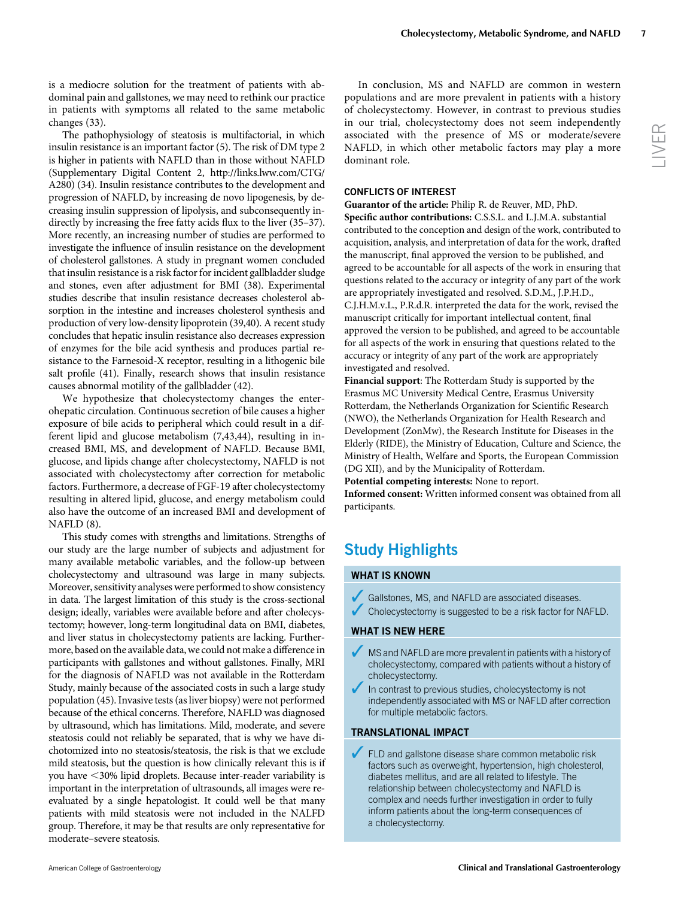is a mediocre solution for the treatment of patients with abdominal pain and gallstones, we may need to rethink our practice in patients with symptoms all related to the same metabolic changes (33).

The pathophysiology of steatosis is multifactorial, in which insulin resistance is an important factor (5). The risk of DM type 2 is higher in patients with NAFLD than in those without NAFLD (Supplementary Digital Content 2, http://links.lww.com/CTG/A280) (34). Insulin resistance contributes to the development and progression of NAFLD, by increasing de novo lipogenesis, by decreasing insulin suppression of lipolysis, and subconsequently indirectly by increasing the free fatty acids flux to the liver (35–37). More recently, an increasing number of studies are performed to investigate the influence of insulin resistance on the development of cholesterol gallstones. A study in pregnant women concluded that insulin resistance is a risk factor for incident gallbladder sludge and stones, even after adjustment for BMI (38). Experimental studies describe that insulin resistance decreases cholesterol absorption in the intestine and increases cholesterol synthesis and production of very low-density lipoprotein (39,40). A recent study concludes that hepatic insulin resistance also decreases expression of enzymes for the bile acid synthesis and produces partial resistance to the Farnesoid-X receptor, resulting in a lithogenic bile salt profile (41). Finally, research shows that insulin resistance causes abnormal motility of the gallbladder (42).

We hypothesize that cholecystectomy changes the enterohepatic circulation. Continuous secretion of bile causes a higher exposure of bile acids to peripheral which could result in a different lipid and glucose metabolism (7,43,44), resulting in increased BMI, MS, and development of NAFLD. Because BMI, glucose, and lipids change after cholecystectomy, NAFLD is not associated with cholecystectomy after correction for metabolic factors. Furthermore, a decrease of FGF-19 after cholecystectomy resulting in altered lipid, glucose, and energy metabolism could also have the outcome of an increased BMI and development of NAFLD (8).

This study comes with strengths and limitations. Strengths of our study are the large number of subjects and adjustment for many available metabolic variables, and the follow-up between cholecystectomy and ultrasound was large in many subjects. Moreover, sensitivity analyses were performed to show consistency in data. The largest limitation of this study is the cross-sectional design; ideally, variables were available before and after cholecystectomy; however, long-term longitudinal data on BMI, diabetes, and liver status in cholecystectomy patients are lacking. Furthermore, based on the available data, we could not make a difference in participants with gallstones and without gallstones. Finally, MRI for the diagnosis of NAFLD was not available in the Rotterdam Study, mainly because of the associated costs in such a large study population (45). Invasive tests (as liver biopsy) were not performed because of the ethical concerns. Therefore, NAFLD was diagnosed by ultrasound, which has limitations. Mild, moderate, and severe steatosis could not reliably be separated, that is why we have dichotomized into no steatosis/steatosis, the risk is that we exclude mild steatosis, but the question is how clinically relevant this is if you have <30% lipid droplets. Because inter-reader variability is important in the interpretation of ultrasounds, all images were re-evaluated by a single hepatologist. It could well be that many patients with mild steatosis were not included in the NALFD group. Therefore, it may be that results are only representative for moderate–severe steatosis.

In conclusion, MS and NAFLD are common in western populations and are more prevalent in patients with a history of cholecystectomy. However, in contrast to previous studies in our trial, cholecystectomy does not seem independently associated with the presence of MS or moderate/severe NAFLD, in which other metabolic factors may play a more dominant role.

## CONFLICTS OF INTEREST

**Guarantor of the article:** Philip R. de Reuver, MD, PhD.
**Specific author contributions:** C.S.S.L. and L.J.M.A. substantial contributed to the conception and design of the work, contributed to acquisition, analysis, and interpretation of data for the work, drafted the manuscript, final approved the version to be published, and agreed to be accountable for all aspects of the work in ensuring that questions related to the accuracy or integrity of any part of the work are appropriately investigated and resolved. S.D.M., J.P.H.D., C.J.H.M.v.L., P.R.d.R. interpreted the data for the work, revised the manuscript critically for important intellectual content, final approved the version to be published, and agreed to be accountable for all aspects of the work in ensuring that questions related to the accuracy or integrity of any part of the work are appropriately investigated and resolved.
**Financial support**: The Rotterdam Study is supported by the Erasmus MC University Medical Centre, Erasmus University Rotterdam, the Netherlands Organization for Scientific Research (NWO), the Netherlands Organization for Health Research and Development (ZonMw), the Research Institute for Diseases in the Elderly (RIDE), the Ministry of Education, Culture and Science, the Ministry of Health, Welfare and Sports, the European Commission (DG XII), and by the Municipality of Rotterdam.
**Potential competing interests:** None to report.
**Informed consent:** Written informed consent was obtained from all participants.

## Study Highlights

### WHAT IS KNOWN

- ✓ Gallstones, MS, and NAFLD are associated diseases.
- ✓ Cholecystectomy is suggested to be a risk factor for NAFLD.

### WHAT IS NEW HERE

- ✓ MS and NAFLD are more prevalent in patients with a history of cholecystectomy, compared with patients without a history of cholecystectomy.
- ✓ In contrast to previous studies, cholecystectomy is not independently associated with MS or NAFLD after correction for multiple metabolic factors.

### TRANSLATIONAL IMPACT

- ✓ FLD and gallstone disease share common metabolic risk factors such as overweight, hypertension, high cholesterol, diabetes mellitus, and are all related to lifestyle. The relationship between cholecystectomy and NAFLD is complex and needs further investigation in order to fully inform patients about the long-term consequences of a cholecystectomy.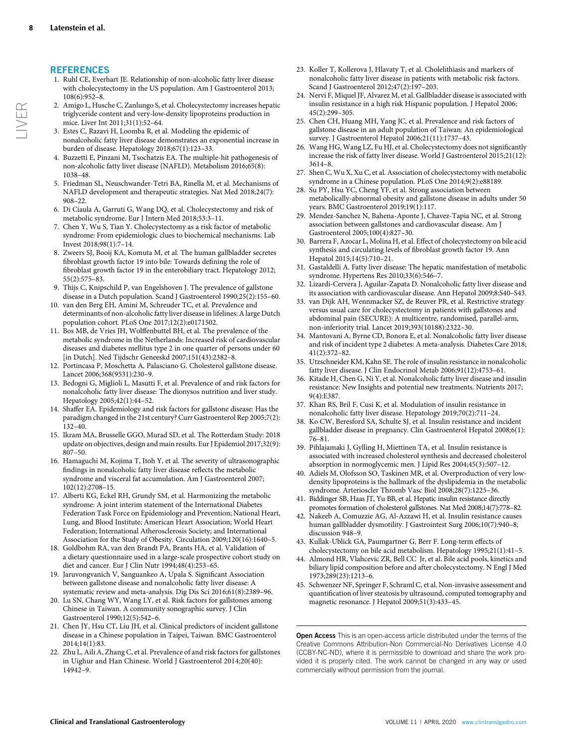## REFERENCES

1. Ruhl CE, Everhart JE. Relationship of non-alcoholic fatty liver disease with cholecystectomy in the US population. Am J Gastroenterol 2013; 108(6):952–8.
2. Amigo L, Husche C, Zanlungo S, et al. Cholecystectomy increases hepatic triglyceride content and very-low-density lipoproteins production in mice. Liver Int 2011;31(1):52–64.
3. Estes C, Razavi H, Loomba R, et al. Modeling the epidemic of nonalcoholic fatty liver disease demonstrates an exponential increase in burden of disease. Hepatology 2018;67(1):123–33.
4. Buzzetti E, Pinzani M, Tsochatzis EA. The multiple-hit pathogenesis of non-alcoholic fatty liver disease (NAFLD). Metabolism 2016;65(8): 1038–48.
5. Friedman SL, Neuschwander-Tetri BA, Rinella M, et al. Mechanisms of NAFLD development and therapeutic strategies. Nat Med 2018;24(7): 908–22.
6. Di Ciaula A, Garruti G, Wang DQ, et al. Cholecystectomy and risk of metabolic syndrome. Eur J Intern Med 2018;53:3–11.
7. Chen Y, Wu S, Tian Y. Cholecystectomy as a risk factor of metabolic syndrome: From epidemiologic clues to biochemical mechanisms. Lab Invest 2018;98(1):7–14.
8. Zweers SJ, Booij KA, Komuta M, et al. The human gallbladder secretes fibroblast growth factor 19 into bile: Towards defining the role of fibroblast growth factor 19 in the enterobiliary tract. Hepatology 2012; 55(2):575–83.
9. Thijs C, Knipschild P, van Engelshoven J. The prevalence of gallstone disease in a Dutch population. Scand J Gastroenterol 1990;25(2):155–60.
10. van den Berg EH, Amini M, Schreuder TC, et al. Prevalence and determinants of non-alcoholic fatty liver disease in lifelines: A large Dutch population cohort. PLoS One 2017;12(2):e0171502.
11. Bos MB, de Vries JH, Wolffenbuttel BH, et al. The prevalence of the metabolic syndrome in the Netherlands: Increased risk of cardiovascular diseases and diabetes mellitus type 2 in one quarter of persons under 60 [in Dutch]. Ned Tijdschr Geneeskd 2007;151(43):2382–8.
12. Portincasa P, Moschetta A, Palasciano G. Cholesterol gallstone disease. Lancet 2006;368(9531):230–9.
13. Bedogni G, Miglioli L, Masutti F, et al. Prevalence of and risk factors for nonalcoholic fatty liver disease: The dionysos nutrition and liver study. Hepatology 2005;42(1):44–52.
14. Shaffer EA. Epidemiology and risk factors for gallstone disease: Has the paradigm changed in the 21st century? Curr Gastroenterol Rep 2005;7(2): 132–40.
15. Ikram MA, Brusselle GGO, Murad SD, et al. The Rotterdam Study: 2018 update on objectives, design and main results. Eur J Epidemiol 2017;32(9): 807–50.
16. Hamaguchi M, Kojima T, Itoh Y, et al. The severity of ultrasonographic findings in nonalcoholic fatty liver disease reflects the metabolic syndrome and visceral fat accumulation. Am J Gastroenterol 2007; 102(12):2708–15.
17. Alberti KG, Eckel RH, Grundy SM, et al. Harmonizing the metabolic syndrome: A joint interim statement of the International Diabetes Federation Task Force on Epidemiology and Prevention; National Heart, Lung, and Blood Institute; American Heart Association; World Heart Federation; International Atherosclerosis Society; and International Association for the Study of Obesity. Circulation 2009;120(16):1640–5.
18. Goldbohm RA, van den Brandt PA, Brants HA, et al. Validation of a dietary questionnaire used in a large-scale prospective cohort study on diet and cancer. Eur J Clin Nutr 1994;48(4):253–65.
19. Jaruvongvanich V, Sanguankeo A, Upala S. Significant Association between gallstone disease and nonalcoholic fatty liver disease: A systematic review and meta-analysis. Dig Dis Sci 2016;61(8):2389–96.
20. Lu SN, Chang WY, Wang LY, et al. Risk factors for gallstones among Chinese in Taiwan. A community sonographic survey. J Clin Gastroenterol 1990;12(5):542–6.
21. Chen JY, Hsu CT, Liu JH, et al. Clinical predictors of incident gallstone disease in a Chinese population in Taipei, Taiwan. BMC Gastroenterol 2014;14(1):83.
22. Zhu L, Aili A, Zhang C, et al. Prevalence of and risk factors for gallstones in Uighur and Han Chinese. World J Gastroenterol 2014;20(40): 14942–9.
23. Koller T, Kollerova J, Hlavaty T, et al. Cholelithiasis and markers of nonalcoholic fatty liver disease in patients with metabolic risk factors. Scand J Gastroenterol 2012;47(2):197–203.
24. Nervi F, Miquel JF, Alvarez M, et al. Gallbladder disease is associated with insulin resistance in a high risk Hispanic population. J Hepatol 2006; 45(2):299–305.
25. Chen CH, Huang MH, Yang JC, et al. Prevalence and risk factors of gallstone disease in an adult population of Taiwan: An epidemiological survey. J Gastroenterol Hepatol 2006;21(11):1737–43.
26. Wang HG, Wang LZ, Fu HJ, et al. Cholecystectomy does not significantly increase the risk of fatty liver disease. World J Gastroenterol 2015;21(12): 3614–8.
27. Shen C, Wu X, Xu C, et al. Association of cholecystectomy with metabolic syndrome in a Chinese population. PLoS One 2014;9(2):e88189.
28. Su PY, Hsu YC, Cheng YF, et al. Strong association between metabolically-abnormal obesity and gallstone disease in adults under 50 years. BMC Gastroenterol 2019;19(1):117.
29. Mendez-Sanchez N, Bahena-Aponte J, Chavez-Tapia NC, et al. Strong association between gallstones and cardiovascular disease. Am J Gastroenterol 2005;100(4):827–30.
30. Barrera F, Azocar L, Molina H, et al. Effect of cholecystectomy on bile acid synthesis and circulating levels of fibroblast growth factor 19. Ann Hepatol 2015;14(5):710–21.
31. Gastaldelli A. Fatty liver disease: The hepatic manifestation of metabolic syndrome. Hypertens Res 2010;33(6):546–7.
32. Lizardi-Cervera J, Aguilar-Zapata D. Nonalcoholic fatty liver disease and its association with cardiovascular disease. Ann Hepatol 2009;8:S40–S43.
33. van Dijk AH, Wennmacker SZ, de Reuver PR, et al. Restrictive strategy versus usual care for cholecystectomy in patients with gallstones and abdominal pain (SECURE): A multicentre, randomised, parallel-arm, non-inferiority trial. Lancet 2019;393(10188):2322–30.
34. Mantovani A, Byrne CD, Bonora E, et al. Nonalcoholic fatty liver disease and risk of incident type 2 diabetes: A meta-analysis. Diabetes Care 2018; 41(2):372–82.
35. Utzschneider KM, Kahn SE. The role of insulin resistance in nonalcoholic fatty liver disease. J Clin Endocrinol Metab 2006;91(12):4753–61.
36. Kitade H, Chen G, Ni Y, et al. Nonalcoholic fatty liver disease and insulin resistance: New Insights and potential new treatments. Nutrients 2017; 9(4):E387.
37. Khan RS, Bril F, Cusi K, et al. Modulation of insulin resistance in nonalcoholic fatty liver disease. Hepatology 2019;70(2):711–24.
38. Ko CW, Beresford SA, Schulte SJ, et al. Insulin resistance and incident gallbladder disease in pregnancy. Clin Gastroenterol Hepatol 2008;6(1): 76–81.
39. Pihlajamaki J, Gylling H, Miettinen TA, et al. Insulin resistance is associated with increased cholesterol synthesis and decreased cholesterol absorption in normoglycemic men. J Lipid Res 2004;45(3):507–12.
40. Adiels M, Olofsson SO, Taskinen MR, et al. Overproduction of very low-density lipoproteins is the hallmark of the dyslipidemia in the metabolic syndrome. Arterioscler Thromb Vasc Biol 2008;28(7):1225–36.
41. Biddinger SB, Haas JT, Yu BB, et al. Hepatic insulin resistance directly promotes formation of cholesterol gallstones. Nat Med 2008;14(7):778–82.
42. Nakeeb A, Comuzzie AG, Al-Azzawi H, et al. Insulin resistance causes human gallbladder dysmotility. J Gastrointest Surg 2006;10(7):940–8; discussion 948–9.
43. Kullak-Ublick GA, Paumgartner G, Berr F. Long-term effects of cholecystectomy on bile acid metabolism. Hepatology 1995;21(1):41–5.
44. Almond HR, Vlahcevic ZR, Bell CC Jr, et al. Bile acid pools, kinetics and biliary lipid composition before and after cholecystectomy. N Engl J Med 1973;289(23):1213–6.
45. Schwenzer NF, Springer F, Schraml C, et al. Non-invasive assessment and quantification of liver steatosis by ultrasound, computed tomography and magnetic resonance. J Hepatol 2009;51(3):433–45.

**Open Access** This is an open-access article distributed under the terms of the Creative Commons Attribution-Non Commercial-No Derivatives License 4.0 (CCBY-NC-ND), where it is permissible to download and share the work provided it is properly cited. The work cannot be changed in any way or used commercially without permission from the journal.